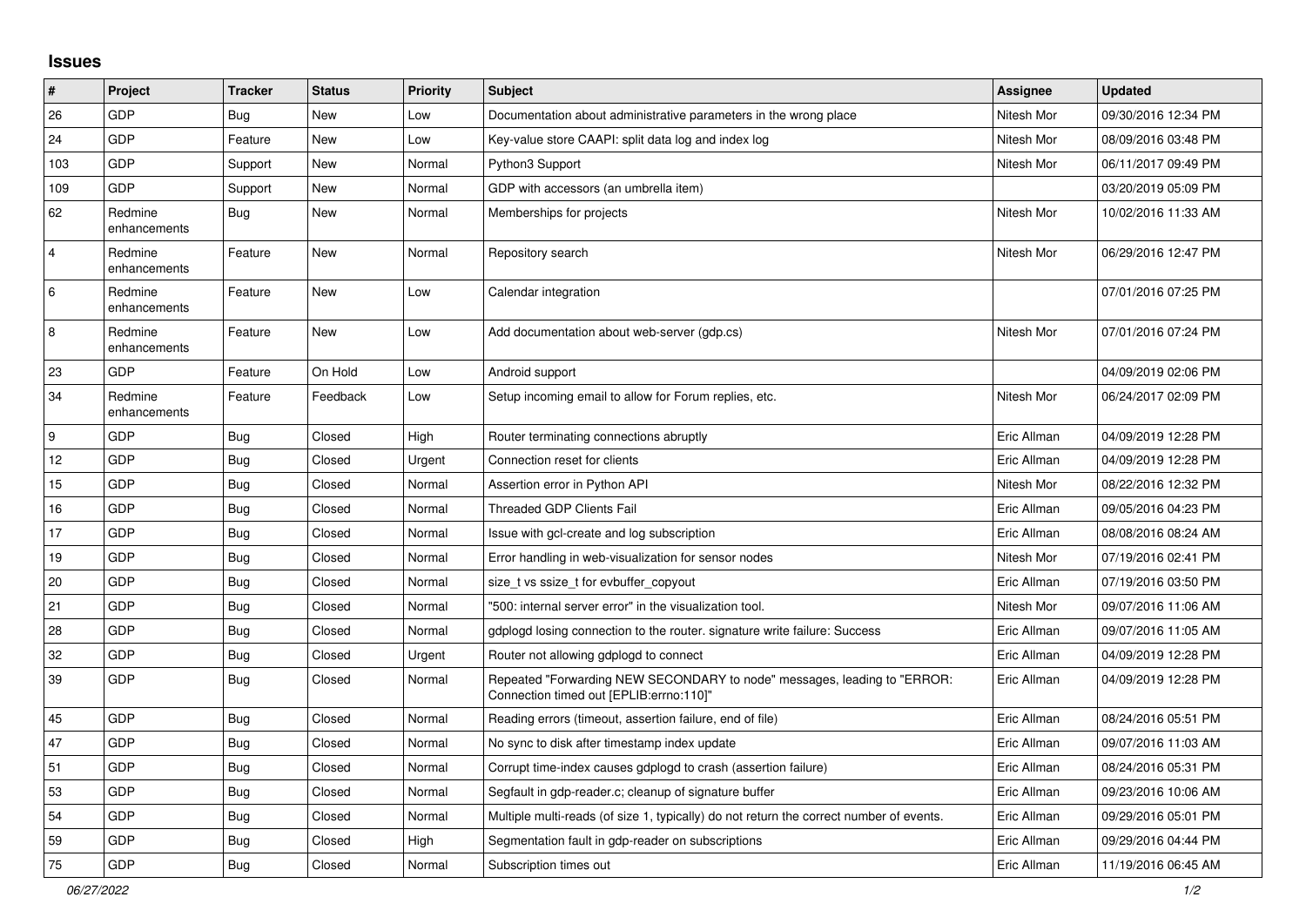## Issues

| # | Project | Tracker | Status | Priority | Subject | Assignee | Updated |
|---|---|---|---|---|---|---|---|
| 26 | GDP | Bug | New | Low | Documentation about administrative parameters in the wrong place | Nitesh Mor | 09/30/2016 12:34 PM |
| 24 | GDP | Feature | New | Low | Key-value store CAAPI: split data log and index log | Nitesh Mor | 08/09/2016 03:48 PM |
| 103 | GDP | Support | New | Normal | Python3 Support | Nitesh Mor | 06/11/2017 09:49 PM |
| 109 | GDP | Support | New | Normal | GDP with accessors (an umbrella item) | | 03/20/2019 05:09 PM |
| 62 | Redmine enhancements | Bug | New | Normal | Memberships for projects | Nitesh Mor | 10/02/2016 11:33 AM |
| 4 | Redmine enhancements | Feature | New | Normal | Repository search | Nitesh Mor | 06/29/2016 12:47 PM |
| 6 | Redmine enhancements | Feature | New | Low | Calendar integration | | 07/01/2016 07:25 PM |
| 8 | Redmine enhancements | Feature | New | Low | Add documentation about web-server (gdp.cs) | Nitesh Mor | 07/01/2016 07:24 PM |
| 23 | GDP | Feature | On Hold | Low | Android support | | 04/09/2019 02:06 PM |
| 34 | Redmine enhancements | Feature | Feedback | Low | Setup incoming email to allow for Forum replies, etc. | Nitesh Mor | 06/24/2017 02:09 PM |
| 9 | GDP | Bug | Closed | High | Router terminating connections abruptly | Eric Allman | 04/09/2019 12:28 PM |
| 12 | GDP | Bug | Closed | Urgent | Connection reset for clients | Eric Allman | 04/09/2019 12:28 PM |
| 15 | GDP | Bug | Closed | Normal | Assertion error in Python API | Nitesh Mor | 08/22/2016 12:32 PM |
| 16 | GDP | Bug | Closed | Normal | Threaded GDP Clients Fail | Eric Allman | 09/05/2016 04:23 PM |
| 17 | GDP | Bug | Closed | Normal | Issue with gcl-create and log subscription | Eric Allman | 08/08/2016 08:24 AM |
| 19 | GDP | Bug | Closed | Normal | Error handling in web-visualization for sensor nodes | Nitesh Mor | 07/19/2016 02:41 PM |
| 20 | GDP | Bug | Closed | Normal | size_t vs ssize_t for evbuffer_copyout | Eric Allman | 07/19/2016 03:50 PM |
| 21 | GDP | Bug | Closed | Normal | "500: internal server error" in the visualization tool. | Nitesh Mor | 09/07/2016 11:06 AM |
| 28 | GDP | Bug | Closed | Normal | gdplogd losing connection to the router. signature write failure: Success | Eric Allman | 09/07/2016 11:05 AM |
| 32 | GDP | Bug | Closed | Urgent | Router not allowing gdplogd to connect | Eric Allman | 04/09/2019 12:28 PM |
| 39 | GDP | Bug | Closed | Normal | Repeated "Forwarding NEW SECONDARY to node" messages, leading to "ERROR: Connection timed out [EPLIB:errno:110]" | Eric Allman | 04/09/2019 12:28 PM |
| 45 | GDP | Bug | Closed | Normal | Reading errors (timeout, assertion failure, end of file) | Eric Allman | 08/24/2016 05:51 PM |
| 47 | GDP | Bug | Closed | Normal | No sync to disk after timestamp index update | Eric Allman | 09/07/2016 11:03 AM |
| 51 | GDP | Bug | Closed | Normal | Corrupt time-index causes gdplogd to crash (assertion failure) | Eric Allman | 08/24/2016 05:31 PM |
| 53 | GDP | Bug | Closed | Normal | Segfault in gdp-reader.c; cleanup of signature buffer | Eric Allman | 09/23/2016 10:06 AM |
| 54 | GDP | Bug | Closed | Normal | Multiple multi-reads (of size 1, typically) do not return the correct number of events. | Eric Allman | 09/29/2016 05:01 PM |
| 59 | GDP | Bug | Closed | High | Segmentation fault in gdp-reader on subscriptions | Eric Allman | 09/29/2016 04:44 PM |
| 75 | GDP | Bug | Closed | Normal | Subscription times out | Eric Allman | 11/19/2016 06:45 AM |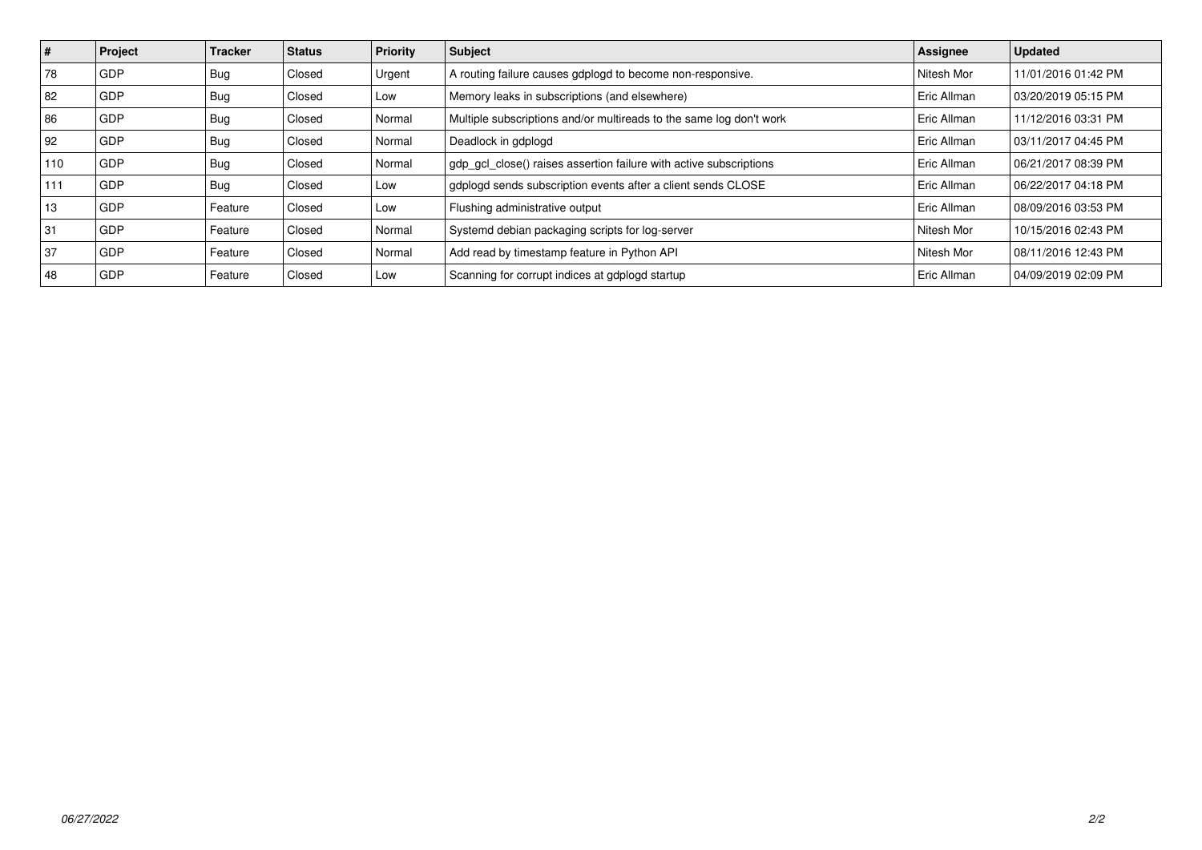| # | Project | Tracker | Status | Priority | Subject | Assignee | Updated |
|---|---|---|---|---|---|---|---|
| 78 | GDP | Bug | Closed | Urgent | A routing failure causes gdplogd to become non-responsive. | Nitesh Mor | 11/01/2016 01:42 PM |
| 82 | GDP | Bug | Closed | Low | Memory leaks in subscriptions (and elsewhere) | Eric Allman | 03/20/2019 05:15 PM |
| 86 | GDP | Bug | Closed | Normal | Multiple subscriptions and/or multireads to the same log don't work | Eric Allman | 11/12/2016 03:31 PM |
| 92 | GDP | Bug | Closed | Normal | Deadlock in gdplogd | Eric Allman | 03/11/2017 04:45 PM |
| 110 | GDP | Bug | Closed | Normal | gdp_gcl_close() raises assertion failure with active subscriptions | Eric Allman | 06/21/2017 08:39 PM |
| 111 | GDP | Bug | Closed | Low | gdplogd sends subscription events after a client sends CLOSE | Eric Allman | 06/22/2017 04:18 PM |
| 13 | GDP | Feature | Closed | Low | Flushing administrative output | Eric Allman | 08/09/2016 03:53 PM |
| 31 | GDP | Feature | Closed | Normal | Systemd debian packaging scripts for log-server | Nitesh Mor | 10/15/2016 02:43 PM |
| 37 | GDP | Feature | Closed | Normal | Add read by timestamp feature in Python API | Nitesh Mor | 08/11/2016 12:43 PM |
| 48 | GDP | Feature | Closed | Low | Scanning for corrupt indices at gdplogd startup | Eric Allman | 04/09/2019 02:09 PM |